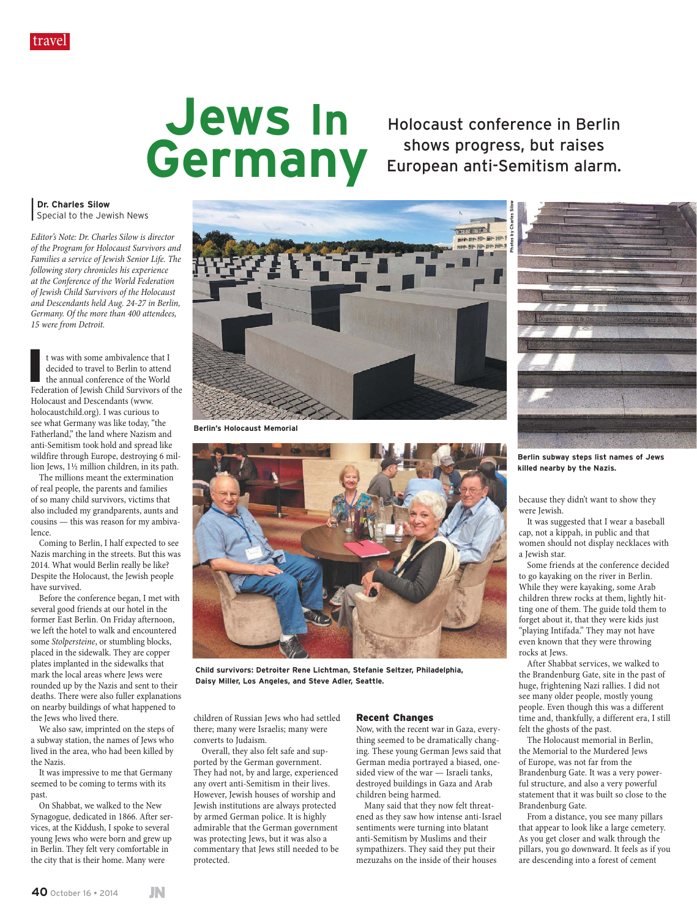# Jews In Germany

## Holocaust conference in Berlin shows progress, but raises European anti-Semitism alarm.

**Dr. Charles Silow**
Special to the Jewish News

*Editor's Note: Dr. Charles Silow is director of the Program for Holocaust Survivors and Families a service of Jewish Senior Life. The following story chronicles his experience at the Conference of the World Federation of Jewish Child Survivors of the Holocaust and Descendants held Aug. 24-27 in Berlin, Germany. Of the more than 400 attendees, 15 were from Detroit.*

It was with some ambivalence that I decided to travel to Berlin to attend the annual conference of the World Federation of Jewish Child Survivors of the Holocaust and Descendants (www.holocaustchild.org). I was curious to see what Germany was like today, "the Fatherland," the land where Nazism and anti-Semitism took hold and spread like wildfire through Europe, destroying 6 million Jews, 1½ million children, in its path.

The millions meant the extermination of real people, the parents and families of so many child survivors, victims that also included my grandparents, aunts and cousins — this was reason for my ambivalence.

Coming to Berlin, I half expected to see Nazis marching in the streets. But this was 2014. What would Berlin really be like? Despite the Holocaust, the Jewish people have survived.

Before the conference began, I met with several good friends at our hotel in the former East Berlin. On Friday afternoon, we left the hotel to walk and encountered some *Stolpersteine*, or stumbling blocks, placed in the sidewalk. They are copper plates implanted in the sidewalks that mark the local areas where Jews were rounded up by the Nazis and sent to their deaths. There were also fuller explanations on nearby buildings of what happened to the Jews who lived there.

We also saw, imprinted on the steps of a subway station, the names of Jews who lived in the area, who had been killed by the Nazis.

It was impressive to me that Germany seemed to be coming to terms with its past.

On Shabbat, we walked to the New Synagogue, dedicated in 1866. After services, at the Kiddush, I spoke to several young Jews who were born and grew up in Berlin. They felt very comfortable in the city that is their home. Many were children of Russian Jews who had settled there; many were Israelis; many were converts to Judaism.

Overall, they also felt safe and supported by the German government. They had not, by and large, experienced any overt anti-Semitism in their lives. However, Jewish houses of worship and Jewish institutions are always protected by armed German police. It is highly admirable that the German government was protecting Jews, but it was also a commentary that Jews still needed to be protected.

Berlin's Holocaust Memorial

Child survivors: Detroiter Rene Lichtman, Stefanie Seltzer, Philadelphia, Daisy Miller, Los Angeles, and Steve Adler, Seattle.

Berlin subway steps list names of Jews killed nearby by the Nazis.

Photos by Charles Silow

### Recent Changes

Now, with the recent war in Gaza, everything seemed to be dramatically changing. These young German Jews said that German media portrayed a biased, one-sided view of the war — Israeli tanks, destroyed buildings in Gaza and Arab children being harmed.

Many said that they now felt threatened as they saw how intense anti-Israel sentiments were turning into blatant anti-Semitism by Muslims and their sympathizers. They said they put their mezuzahs on the inside of their houses because they didn't want to show they were Jewish.

It was suggested that I wear a baseball cap, not a kippah, in public and that women should not display necklaces with a Jewish star.

Some friends at the conference decided to go kayaking on the river in Berlin. While they were kayaking, some Arab children threw rocks at them, lightly hitting one of them. The guide told them to forget about it, that they were kids just "playing Intifada." They may not have even known that they were throwing rocks at Jews.

After Shabbat services, we walked to the Brandenburg Gate, site in the past of huge, frightening Nazi rallies. I did not see many older people, mostly young people. Even though this was a different time and, thankfully, a different era, I still felt the ghosts of the past.

The Holocaust memorial in Berlin, the Memorial to the Murdered Jews of Europe, was not far from the Brandenburg Gate. It was a very powerful structure, and also a very powerful statement that it was built so close to the Brandenburg Gate.

From a distance, you see many pillars that appear to look like a large cemetery. As you get closer and walk through the pillars, you go downward. It feels as if you are descending into a forest of cement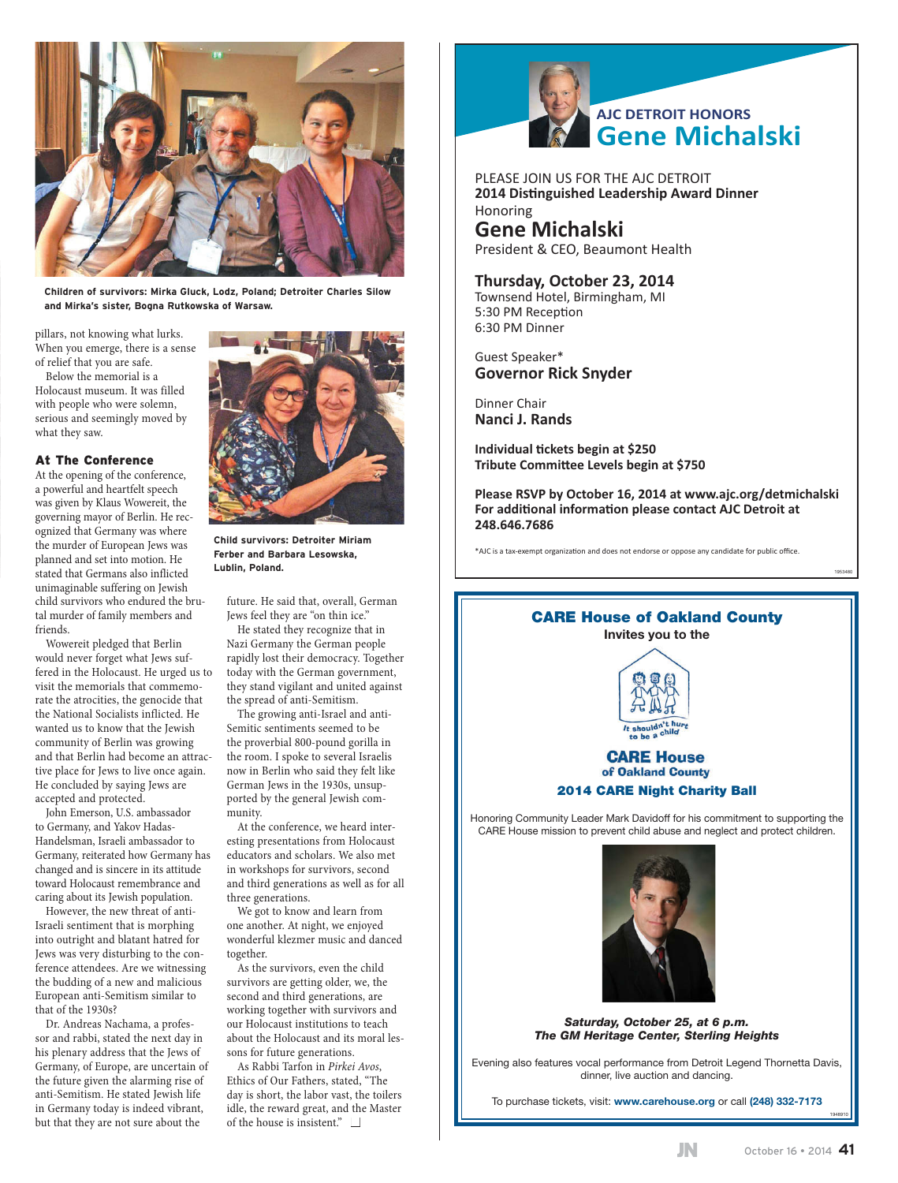Children of survivors: Mirka Gluck, Lodz, Poland; Detroiter Charles Silow and Mirka's sister, Bogna Rutkowska of Warsaw.

pillars, not knowing what lurks. When you emerge, there is a sense of relief that you are safe.

Below the memorial is a Holocaust museum. It was filled with people who were solemn, serious and seemingly moved by what they saw.

### At The Conference

At the opening of the conference, a powerful and heartfelt speech was given by Klaus Wowereit, the governing mayor of Berlin. He recognized that Germany was where the murder of European Jews was planned and set into motion. He stated that Germans also inflicted unimaginable suffering on Jewish child survivors who endured the brutal murder of family members and friends.

Wowereit pledged that Berlin would never forget what Jews suffered in the Holocaust. He urged us to visit the memorials that commemorate the atrocities, the genocide that the National Socialists inflicted. He wanted us to know that the Jewish community of Berlin was growing and that Berlin had become an attractive place for Jews to live once again. He concluded by saying Jews are accepted and protected.

John Emerson, U.S. ambassador to Germany, and Yakov Hadas-Handelsman, Israeli ambassador to Germany, reiterated how Germany has changed and is sincere in its attitude toward Holocaust remembrance and caring about its Jewish population.

However, the new threat of anti-Israeli sentiment that is morphing into outright and blatant hatred for Jews was very disturbing to the conference attendees. Are we witnessing the budding of a new and malicious European anti-Semitism similar to that of the 1930s?

Dr. Andreas Nachama, a professor and rabbi, stated the next day in his plenary address that the Jews of Germany, of Europe, are uncertain of the future given the alarming rise of anti-Semitism. He stated Jewish life in Germany today is indeed vibrant, but that they are not sure about the future. He said that, overall, German Jews feel they are "on thin ice."

Child survivors: Detroiter Miriam Ferber and Barbara Lesowska, Lublin, Poland.

He stated they recognize that in Nazi Germany the German people rapidly lost their democracy. Together today with the German government, they stand vigilant and united against the spread of anti-Semitism.

The growing anti-Israel and anti-Semitic sentiments seemed to be the proverbial 800-pound gorilla in the room. I spoke to several Israelis now in Berlin who said they felt like German Jews in the 1930s, unsupported by the general Jewish community.

At the conference, we heard interesting presentations from Holocaust educators and scholars. We also met in workshops for survivors, second and third generations as well as for all three generations.

We got to know and learn from one another. At night, we enjoyed wonderful klezmer music and danced together.

As the survivors, even the child survivors are getting older, we, the second and third generations, are working together with survivors and our Holocaust institutions to teach about the Holocaust and its moral lessons for future generations.

As Rabbi Tarfon in *Pirkei Avos*, Ethics of Our Fathers, stated, "The day is short, the labor vast, the toilers idle, the reward great, and the Master of the house is insistent." ❑

---

**AJC DETROIT HONORS**
## Gene Michalski

PLEASE JOIN US FOR THE AJC DETROIT
**2014 Distinguished Leadership Award Dinner**
Honoring
**Gene Michalski**
President & CEO, Beaumont Health

**Thursday, October 23, 2014**
Townsend Hotel, Birmingham, MI
5:30 PM Reception
6:30 PM Dinner

Guest Speaker*
**Governor Rick Snyder**

Dinner Chair
**Nanci J. Rands**

**Individual tickets begin at $250**
**Tribute Committee Levels begin at $750**

**Please RSVP by October 16, 2014 at www.ajc.org/detmichalski**
**For additional information please contact AJC Detroit at 248.646.7686**

*AJC is a tax-exempt organization and does not endorse or oppose any candidate for public office.

---

**CARE House of Oakland County**
**Invites you to the**

It shouldn't hurt to be a child

**CARE House**
**of Oakland County**

**2014 CARE Night Charity Ball**

Honoring Community Leader Mark Davidoff for his commitment to supporting the CARE House mission to prevent child abuse and neglect and protect children.

***Saturday, October 25, at 6 p.m.***
***The GM Heritage Center, Sterling Heights***

Evening also features vocal performance from Detroit Legend Thornetta Davis, dinner, live auction and dancing.

To purchase tickets, visit: **www.carehouse.org** or call **(248) 332-7173**